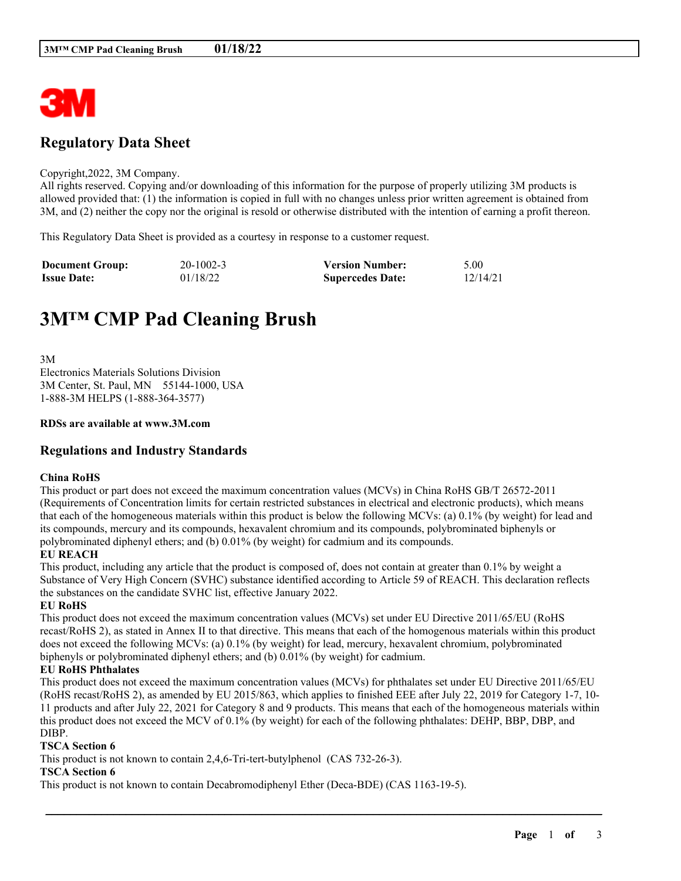# Regulatory Data Sheet

Copyright,2022, 3M Company.
All rights reserved. Copying and/or downloading of this information for the purpose of properly utilizing 3M products is allowed provided that: (1) the information is copied in full with no changes unless prior written agreement is obtained from 3M, and (2) neither the copy nor the original is resold or otherwise distributed with the intention of earning a profit thereon.

This Regulatory Data Sheet is provided as a courtesy in response to a customer request.

| **Document Group:** | 20-1002-3 | **Version Number:** | 5.00 |
|---|---|---|---|
| **Issue Date:** | 01/18/22 | **Supercedes Date:** | 12/14/21 |

# 3M™ CMP Pad Cleaning Brush

3M
Electronics Materials Solutions Division
3M Center, St. Paul, MN 55144-1000, USA
1-888-3M HELPS (1-888-364-3577)

**RDSs are available at www.3M.com**

## Regulations and Industry Standards

**China RoHS**
This product or part does not exceed the maximum concentration values (MCVs) in China RoHS GB/T 26572-2011 (Requirements of Concentration limits for certain restricted substances in electrical and electronic products), which means that each of the homogeneous materials within this product is below the following MCVs: (a) 0.1% (by weight) for lead and its compounds, mercury and its compounds, hexavalent chromium and its compounds, polybrominated biphenyls or polybrominated diphenyl ethers; and (b) 0.01% (by weight) for cadmium and its compounds.

**EU REACH**
This product, including any article that the product is composed of, does not contain at greater than 0.1% by weight a Substance of Very High Concern (SVHC) substance identified according to Article 59 of REACH. This declaration reflects the substances on the candidate SVHC list, effective January 2022.

**EU RoHS**
This product does not exceed the maximum concentration values (MCVs) set under EU Directive 2011/65/EU (RoHS recast/RoHS 2), as stated in Annex II to that directive. This means that each of the homogenous materials within this product does not exceed the following MCVs: (a) 0.1% (by weight) for lead, mercury, hexavalent chromium, polybrominated biphenyls or polybrominated diphenyl ethers; and (b) 0.01% (by weight) for cadmium.

**EU RoHS Phthalates**
This product does not exceed the maximum concentration values (MCVs) for phthalates set under EU Directive 2011/65/EU (RoHS recast/RoHS 2), as amended by EU 2015/863, which applies to finished EEE after July 22, 2019 for Category 1-7, 10-11 products and after July 22, 2021 for Category 8 and 9 products. This means that each of the homogeneous materials within this product does not exceed the MCV of 0.1% (by weight) for each of the following phthalates: DEHP, BBP, DBP, and DIBP.

**TSCA Section 6**
This product is not known to contain 2,4,6-Tri-tert-butylphenol (CAS 732-26-3).

**TSCA Section 6**
This product is not known to contain Decabromodiphenyl Ether (Deca-BDE) (CAS 1163-19-5).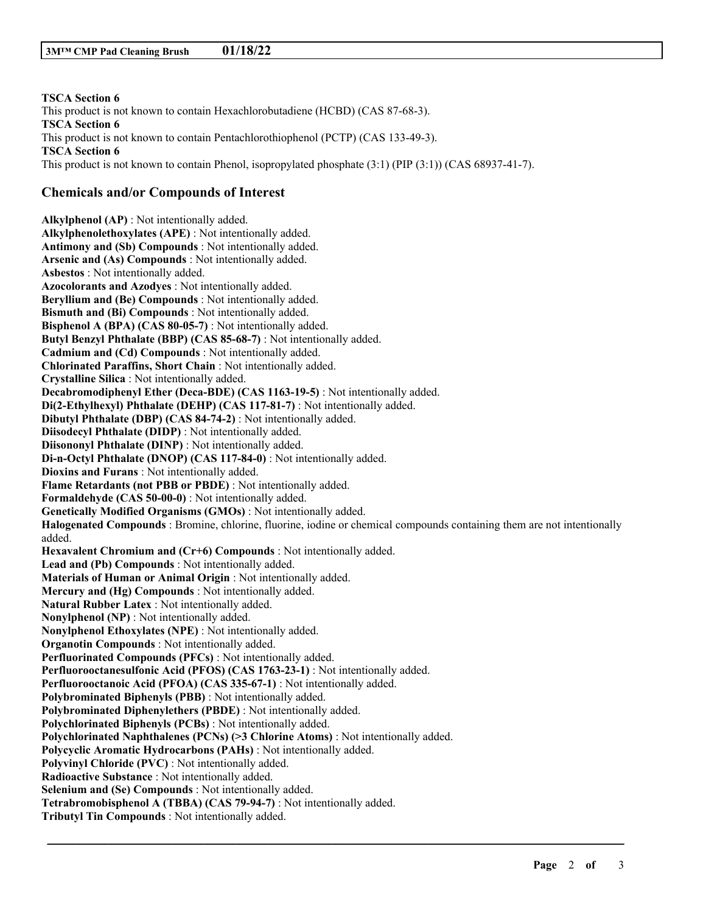**TSCA Section 6**

This product is not known to contain Hexachlorobutadiene (HCBD) (CAS 87-68-3).

**TSCA Section 6**

This product is not known to contain Pentachlorothiophenol (PCTP) (CAS 133-49-3).

**TSCA Section 6**

This product is not known to contain Phenol, isopropylated phosphate (3:1) (PIP (3:1)) (CAS 68937-41-7).

## Chemicals and/or Compounds of Interest

**Alkylphenol (AP)** : Not intentionally added.
**Alkylphenolethoxylates (APE)** : Not intentionally added.
**Antimony and (Sb) Compounds** : Not intentionally added.
**Arsenic and (As) Compounds** : Not intentionally added.
**Asbestos** : Not intentionally added.
**Azocolorants and Azodyes** : Not intentionally added.
**Beryllium and (Be) Compounds** : Not intentionally added.
**Bismuth and (Bi) Compounds** : Not intentionally added.
**Bisphenol A (BPA) (CAS 80-05-7)** : Not intentionally added.
**Butyl Benzyl Phthalate (BBP) (CAS 85-68-7)** : Not intentionally added.
**Cadmium and (Cd) Compounds** : Not intentionally added.
**Chlorinated Paraffins, Short Chain** : Not intentionally added.
**Crystalline Silica** : Not intentionally added.
**Decabromodiphenyl Ether (Deca-BDE) (CAS 1163-19-5)** : Not intentionally added.
**Di(2-Ethylhexyl) Phthalate (DEHP) (CAS 117-81-7)** : Not intentionally added.
**Dibutyl Phthalate (DBP) (CAS 84-74-2)** : Not intentionally added.
**Diisodecyl Phthalate (DIDP)** : Not intentionally added.
**Diisononyl Phthalate (DINP)** : Not intentionally added.
**Di-n-Octyl Phthalate (DNOP) (CAS 117-84-0)** : Not intentionally added.
**Dioxins and Furans** : Not intentionally added.
**Flame Retardants (not PBB or PBDE)** : Not intentionally added.
**Formaldehyde (CAS 50-00-0)** : Not intentionally added.
**Genetically Modified Organisms (GMOs)** : Not intentionally added.
**Halogenated Compounds** : Bromine, chlorine, fluorine, iodine or chemical compounds containing them are not intentionally added.
**Hexavalent Chromium and (Cr+6) Compounds** : Not intentionally added.
**Lead and (Pb) Compounds** : Not intentionally added.
**Materials of Human or Animal Origin** : Not intentionally added.
**Mercury and (Hg) Compounds** : Not intentionally added.
**Natural Rubber Latex** : Not intentionally added.
**Nonylphenol (NP)** : Not intentionally added.
**Nonylphenol Ethoxylates (NPE)** : Not intentionally added.
**Organotin Compounds** : Not intentionally added.
**Perfluorinated Compounds (PFCs)** : Not intentionally added.
**Perfluorooctanesulfonic Acid (PFOS) (CAS 1763-23-1)** : Not intentionally added.
**Perfluorooctanoic Acid (PFOA) (CAS 335-67-1)** : Not intentionally added.
**Polybrominated Biphenyls (PBB)** : Not intentionally added.
**Polybrominated Diphenylethers (PBDE)** : Not intentionally added.
**Polychlorinated Biphenyls (PCBs)** : Not intentionally added.
**Polychlorinated Naphthalenes (PCNs) (>3 Chlorine Atoms)** : Not intentionally added.
**Polycyclic Aromatic Hydrocarbons (PAHs)** : Not intentionally added.
**Polyvinyl Chloride (PVC)** : Not intentionally added.
**Radioactive Substance** : Not intentionally added.
**Selenium and (Se) Compounds** : Not intentionally added.
**Tetrabromobisphenol A (TBBA) (CAS 79-94-7)** : Not intentionally added.
**Tributyl Tin Compounds** : Not intentionally added.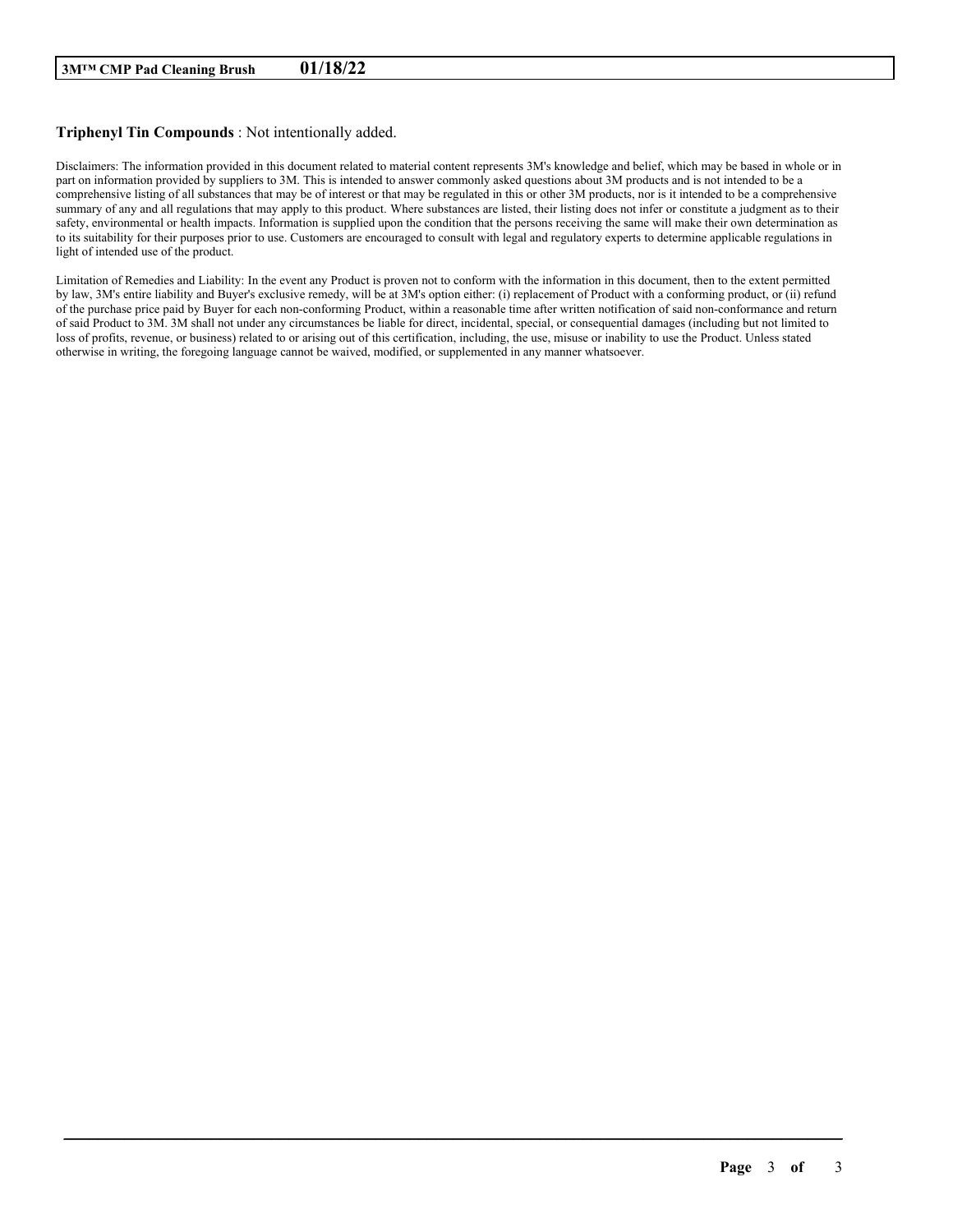**Triphenyl Tin Compounds** : Not intentionally added.

Disclaimers: The information provided in this document related to material content represents 3M's knowledge and belief, which may be based in whole or in part on information provided by suppliers to 3M. This is intended to answer commonly asked questions about 3M products and is not intended to be a comprehensive listing of all substances that may be of interest or that may be regulated in this or other 3M products, nor is it intended to be a comprehensive summary of any and all regulations that may apply to this product. Where substances are listed, their listing does not infer or constitute a judgment as to their safety, environmental or health impacts. Information is supplied upon the condition that the persons receiving the same will make their own determination as to its suitability for their purposes prior to use. Customers are encouraged to consult with legal and regulatory experts to determine applicable regulations in light of intended use of the product.

Limitation of Remedies and Liability: In the event any Product is proven not to conform with the information in this document, then to the extent permitted by law, 3M's entire liability and Buyer's exclusive remedy, will be at 3M's option either: (i) replacement of Product with a conforming product, or (ii) refund of the purchase price paid by Buyer for each non-conforming Product, within a reasonable time after written notification of said non-conformance and return of said Product to 3M. 3M shall not under any circumstances be liable for direct, incidental, special, or consequential damages (including but not limited to loss of profits, revenue, or business) related to or arising out of this certification, including, the use, misuse or inability to use the Product. Unless stated otherwise in writing, the foregoing language cannot be waived, modified, or supplemented in any manner whatsoever.